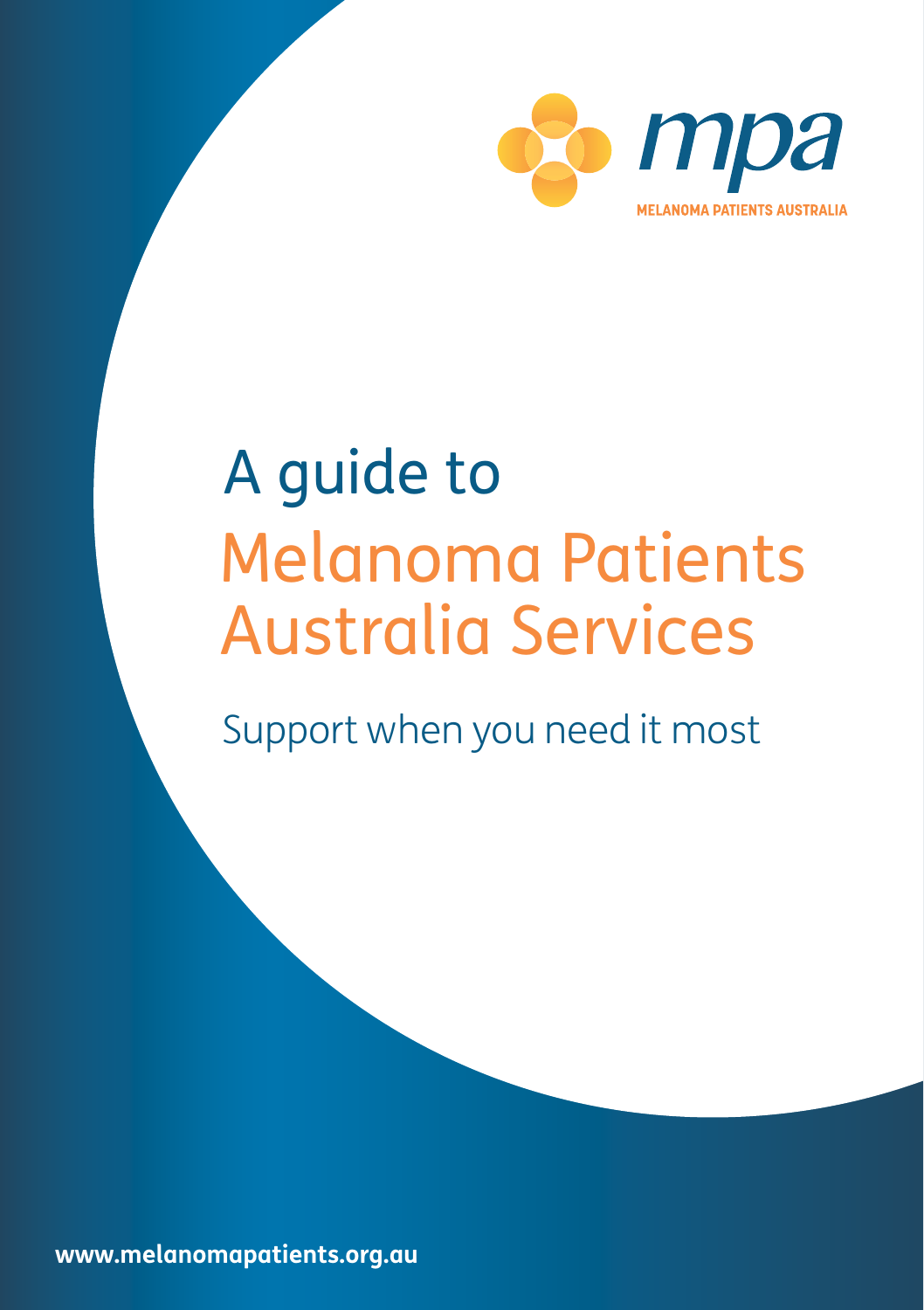mpa

MELANOMA PATIENTS AUSTRALIA

# A guide to Melanoma Patients Australia Services

Support when you need it most

**www.melanomapatients.org.au**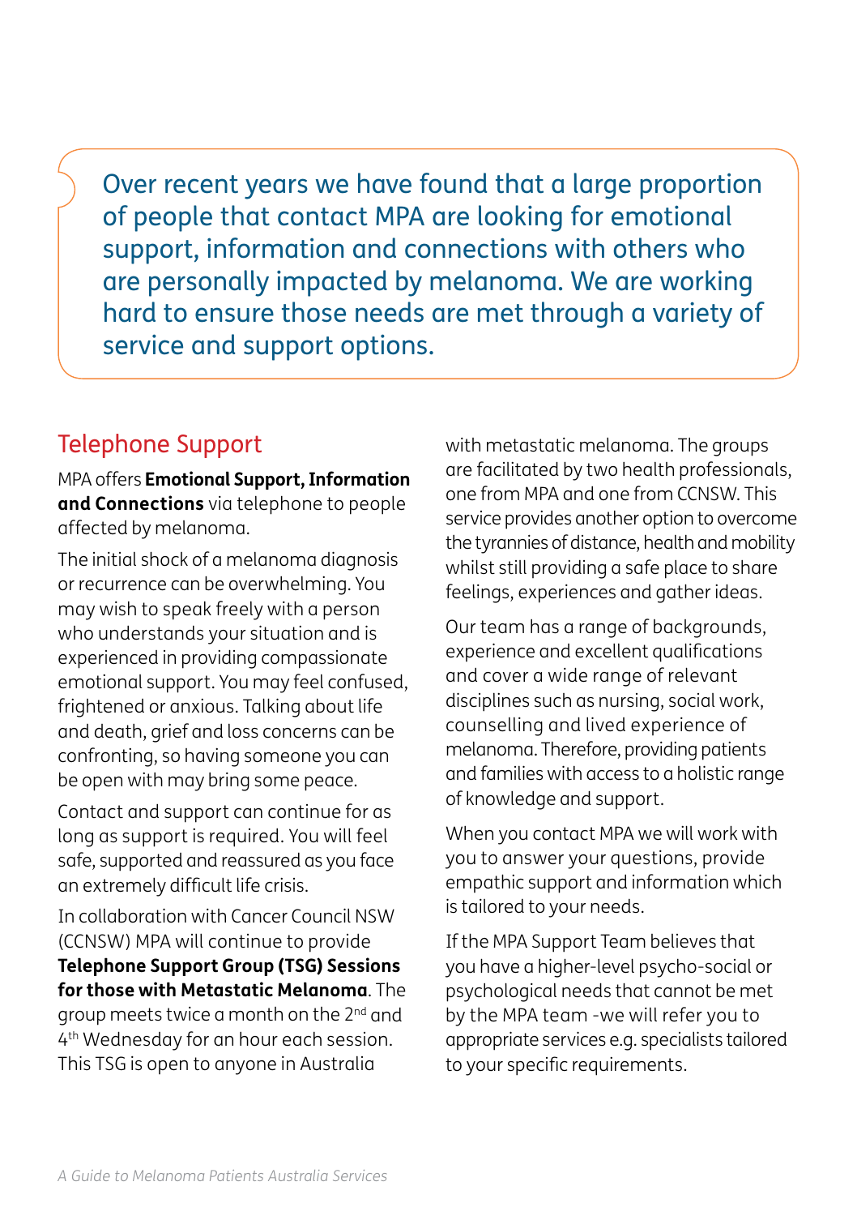Over recent years we have found that a large proportion of people that contact MPA are looking for emotional support, information and connections with others who are personally impacted by melanoma. We are working hard to ensure those needs are met through a variety of service and support options.

## Telephone Support

MPA offers **Emotional Support, Information and Connections** via telephone to people affected by melanoma.

The initial shock of a melanoma diagnosis or recurrence can be overwhelming. You may wish to speak freely with a person who understands your situation and is experienced in providing compassionate emotional support. You may feel confused, frightened or anxious. Talking about life and death, grief and loss concerns can be confronting, so having someone you can be open with may bring some peace.

Contact and support can continue for as long as support is required. You will feel safe, supported and reassured as you face an extremely difficult life crisis.

In collaboration with Cancer Council NSW (CCNSW) MPA will continue to provide **Telephone Support Group (TSG) Sessions for those with Metastatic Melanoma**. The group meets twice a month on the 2nd and 4th Wednesday for an hour each session. This TSG is open to anyone in Australia with metastatic melanoma. The groups are facilitated by two health professionals, one from MPA and one from CCNSW. This service provides another option to overcome the tyrannies of distance, health and mobility whilst still providing a safe place to share feelings, experiences and gather ideas.

Our team has a range of backgrounds, experience and excellent qualifications and cover a wide range of relevant disciplines such as nursing, social work, counselling and lived experience of melanoma. Therefore, providing patients and families with access to a holistic range of knowledge and support.

When you contact MPA we will work with you to answer your questions, provide empathic support and information which is tailored to your needs.

If the MPA Support Team believes that you have a higher-level psycho-social or psychological needs that cannot be met by the MPA team -we will refer you to appropriate services e.g. specialists tailored to your specific requirements.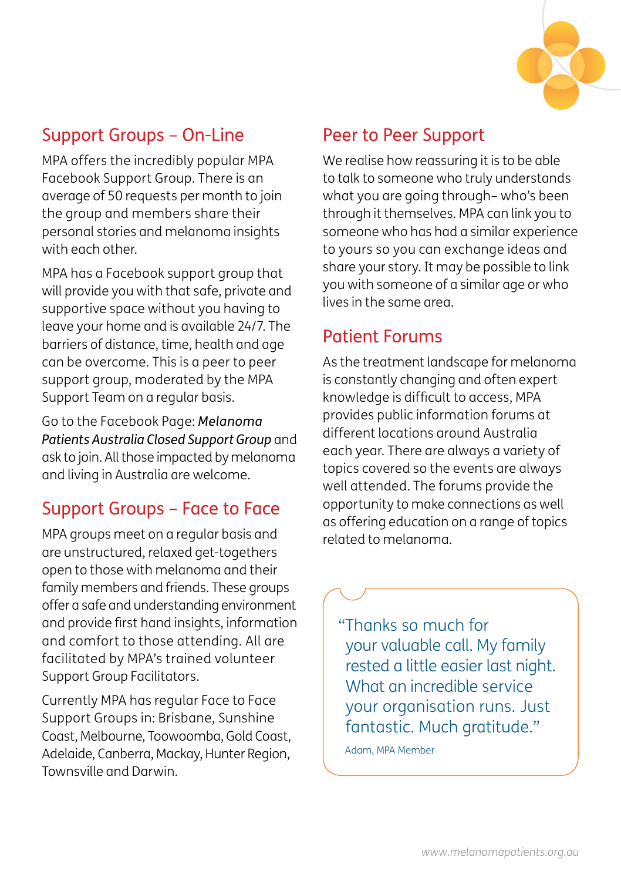## Support Groups – On-Line

MPA offers the incredibly popular MPA Facebook Support Group. There is an average of 50 requests per month to join the group and members share their personal stories and melanoma insights with each other.

MPA has a Facebook support group that will provide you with that safe, private and supportive space without you having to leave your home and is available 24/7. The barriers of distance, time, health and age can be overcome. This is a peer to peer support group, moderated by the MPA Support Team on a regular basis.

Go to the Facebook Page: ***Melanoma Patients Australia Closed Support Group*** and ask to join. All those impacted by melanoma and living in Australia are welcome.

## Support Groups – Face to Face

MPA groups meet on a regular basis and are unstructured, relaxed get-togethers open to those with melanoma and their family members and friends. These groups offer a safe and understanding environment and provide first hand insights, information and comfort to those attending. All are facilitated by MPA's trained volunteer Support Group Facilitators.

Currently MPA has regular Face to Face Support Groups in: Brisbane, Sunshine Coast, Melbourne, Toowoomba, Gold Coast, Adelaide, Canberra, Mackay, Hunter Region, Townsville and Darwin.

## Peer to Peer Support

We realise how reassuring it is to be able to talk to someone who truly understands what you are going through– who's been through it themselves. MPA can link you to someone who has had a similar experience to yours so you can exchange ideas and share your story. It may be possible to link you with someone of a similar age or who lives in the same area.

## Patient Forums

As the treatment landscape for melanoma is constantly changing and often expert knowledge is difficult to access, MPA provides public information forums at different locations around Australia each year. There are always a variety of topics covered so the events are always well attended. The forums provide the opportunity to make connections as well as offering education on a range of topics related to melanoma.

> "Thanks so much for your valuable call. My family rested a little easier last night. What an incredible service your organisation runs. Just fantastic. Much gratitude."
>
> Adam, MPA Member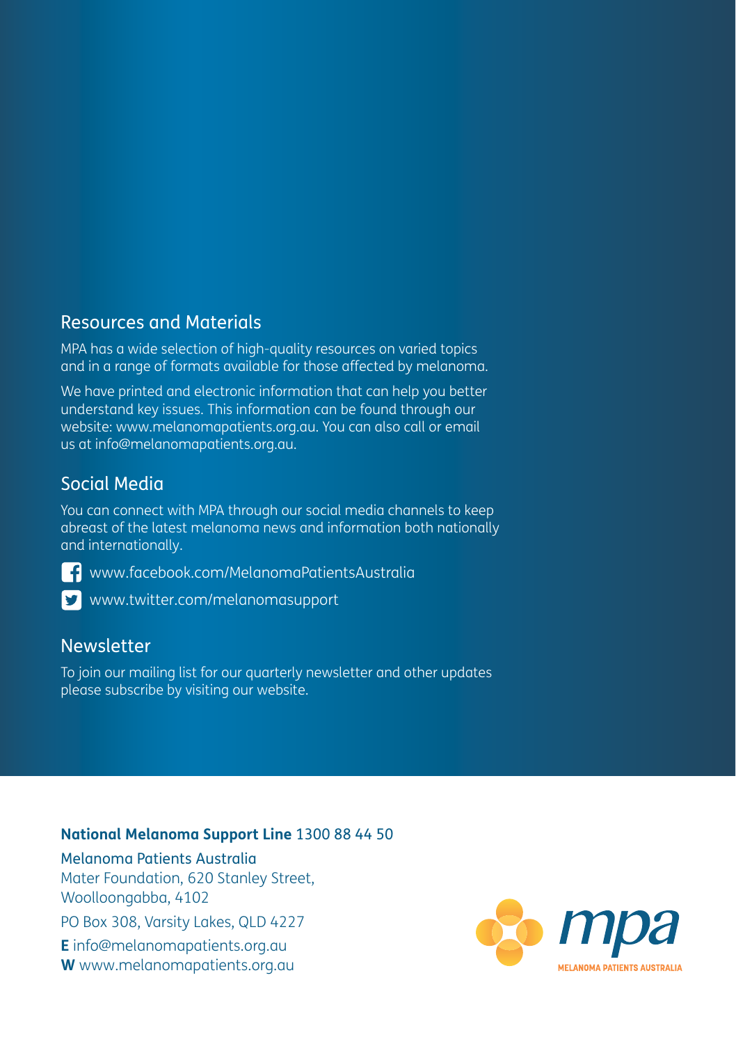## Resources and Materials

MPA has a wide selection of high-quality resources on varied topics and in a range of formats available for those affected by melanoma.

We have printed and electronic information that can help you better understand key issues. This information can be found through our website: www.melanomapatients.org.au. You can also call or email us at info@melanomapatients.org.au.

## Social Media

You can connect with MPA through our social media channels to keep abreast of the latest melanoma news and information both nationally and internationally.

www.facebook.com/MelanomaPatientsAustralia

www.twitter.com/melanomasupport

## Newsletter

To join our mailing list for our quarterly newsletter and other updates please subscribe by visiting our website.

**National Melanoma Support Line** 1300 88 44 50

Melanoma Patients Australia
Mater Foundation, 620 Stanley Street,
Woolloongabba, 4102

PO Box 308, Varsity Lakes, QLD 4227

**E** info@melanomapatients.org.au
**W** www.melanomapatients.org.au

mpa
MELANOMA PATIENTS AUSTRALIA